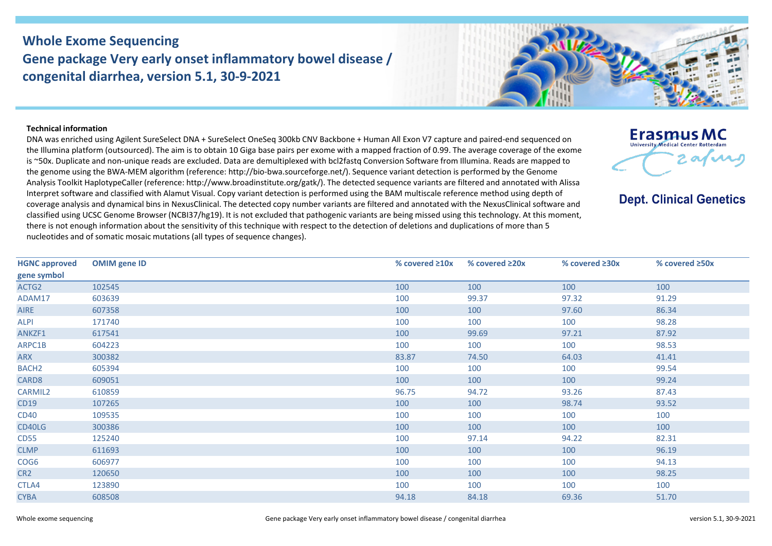# Whole Exome Sequencing

## Gene package Very early onset inflammatory bowel disease / congenital diarrhea, version 5.1, 30-9-2021

Erasmus MC
University Medical Center Rotterdam

**Dept. Clinical Genetics**

**Technical information**

DNA was enriched using Agilent SureSelect DNA + SureSelect OneSeq 300kb CNV Backbone + Human All Exon V7 capture and paired-end sequenced on the Illumina platform (outsourced). The aim is to obtain 10 Giga base pairs per exome with a mapped fraction of 0.99. The average coverage of the exome is ~50x. Duplicate and non-unique reads are excluded. Data are demultiplexed with bcl2fastq Conversion Software from Illumina. Reads are mapped to the genome using the BWA-MEM algorithm (reference: http://bio-bwa.sourceforge.net/). Sequence variant detection is performed by the Genome Analysis Toolkit HaplotypeCaller (reference: http://www.broadinstitute.org/gatk/). The detected sequence variants are filtered and annotated with Alissa Interpret software and classified with Alamut Visual. Copy variant detection is performed using the BAM multiscale reference method using depth of coverage analysis and dynamical bins in NexusClinical. The detected copy number variants are filtered and annotated with the NexusClinical software and classified using UCSC Genome Browser (NCBI37/hg19). It is not excluded that pathogenic variants are being missed using this technology. At this moment, there is not enough information about the sensitivity of this technique with respect to the detection of deletions and duplications of more than 5 nucleotides and of somatic mosaic mutations (all types of sequence changes).

| HGNC approved gene symbol | OMIM gene ID | % covered ≥10x | % covered ≥20x | % covered ≥30x | % covered ≥50x |
|---|---|---|---|---|---|
| ACTG2 | 102545 | 100 | 100 | 100 | 100 |
| ADAM17 | 603639 | 100 | 99.37 | 97.32 | 91.29 |
| AIRE | 607358 | 100 | 100 | 97.60 | 86.34 |
| ALPI | 171740 | 100 | 100 | 100 | 98.28 |
| ANKZF1 | 617541 | 100 | 99.69 | 97.21 | 87.92 |
| ARPC1B | 604223 | 100 | 100 | 100 | 98.53 |
| ARX | 300382 | 83.87 | 74.50 | 64.03 | 41.41 |
| BACH2 | 605394 | 100 | 100 | 100 | 99.54 |
| CARD8 | 609051 | 100 | 100 | 100 | 99.24 |
| CARMIL2 | 610859 | 96.75 | 94.72 | 93.26 | 87.43 |
| CD19 | 107265 | 100 | 100 | 98.74 | 93.52 |
| CD40 | 109535 | 100 | 100 | 100 | 100 |
| CD40LG | 300386 | 100 | 100 | 100 | 100 |
| CD55 | 125240 | 100 | 97.14 | 94.22 | 82.31 |
| CLMP | 611693 | 100 | 100 | 100 | 96.19 |
| COG6 | 606977 | 100 | 100 | 100 | 94.13 |
| CR2 | 120650 | 100 | 100 | 100 | 98.25 |
| CTLA4 | 123890 | 100 | 100 | 100 | 100 |
| CYBA | 608508 | 94.18 | 84.18 | 69.36 | 51.70 |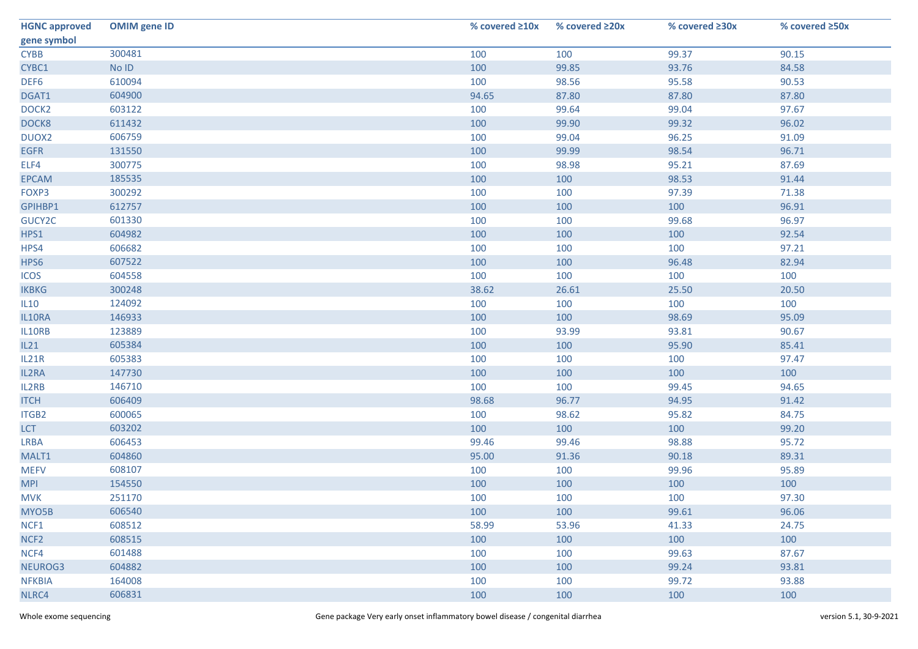| HGNC approved gene symbol | OMIM gene ID | % covered ≥10x | % covered ≥20x | % covered ≥30x | % covered ≥50x |
|---|---|---|---|---|---|
| CYBB | 300481 | 100 | 100 | 99.37 | 90.15 |
| CYBC1 | No ID | 100 | 99.85 | 93.76 | 84.58 |
| DEF6 | 610094 | 100 | 98.56 | 95.58 | 90.53 |
| DGAT1 | 604900 | 94.65 | 87.80 | 87.80 | 87.80 |
| DOCK2 | 603122 | 100 | 99.64 | 99.04 | 97.67 |
| DOCK8 | 611432 | 100 | 99.90 | 99.32 | 96.02 |
| DUOX2 | 606759 | 100 | 99.04 | 96.25 | 91.09 |
| EGFR | 131550 | 100 | 99.99 | 98.54 | 96.71 |
| ELF4 | 300775 | 100 | 98.98 | 95.21 | 87.69 |
| EPCAM | 185535 | 100 | 100 | 98.53 | 91.44 |
| FOXP3 | 300292 | 100 | 100 | 97.39 | 71.38 |
| GPIHBP1 | 612757 | 100 | 100 | 100 | 96.91 |
| GUCY2C | 601330 | 100 | 100 | 99.68 | 96.97 |
| HPS1 | 604982 | 100 | 100 | 100 | 92.54 |
| HPS4 | 606682 | 100 | 100 | 100 | 97.21 |
| HPS6 | 607522 | 100 | 100 | 96.48 | 82.94 |
| ICOS | 604558 | 100 | 100 | 100 | 100 |
| IKBKG | 300248 | 38.62 | 26.61 | 25.50 | 20.50 |
| IL10 | 124092 | 100 | 100 | 100 | 100 |
| IL10RA | 146933 | 100 | 100 | 98.69 | 95.09 |
| IL10RB | 123889 | 100 | 93.99 | 93.81 | 90.67 |
| IL21 | 605384 | 100 | 100 | 95.90 | 85.41 |
| IL21R | 605383 | 100 | 100 | 100 | 97.47 |
| IL2RA | 147730 | 100 | 100 | 100 | 100 |
| IL2RB | 146710 | 100 | 100 | 99.45 | 94.65 |
| ITCH | 606409 | 98.68 | 96.77 | 94.95 | 91.42 |
| ITGB2 | 600065 | 100 | 98.62 | 95.82 | 84.75 |
| LCT | 603202 | 100 | 100 | 100 | 99.20 |
| LRBA | 606453 | 99.46 | 99.46 | 98.88 | 95.72 |
| MALT1 | 604860 | 95.00 | 91.36 | 90.18 | 89.31 |
| MEFV | 608107 | 100 | 100 | 99.96 | 95.89 |
| MPI | 154550 | 100 | 100 | 100 | 100 |
| MVK | 251170 | 100 | 100 | 100 | 97.30 |
| MYO5B | 606540 | 100 | 100 | 99.61 | 96.06 |
| NCF1 | 608512 | 58.99 | 53.96 | 41.33 | 24.75 |
| NCF2 | 608515 | 100 | 100 | 100 | 100 |
| NCF4 | 601488 | 100 | 100 | 99.63 | 87.67 |
| NEUROG3 | 604882 | 100 | 100 | 99.24 | 93.81 |
| NFKBIA | 164008 | 100 | 100 | 99.72 | 93.88 |
| NLRC4 | 606831 | 100 | 100 | 100 | 100 |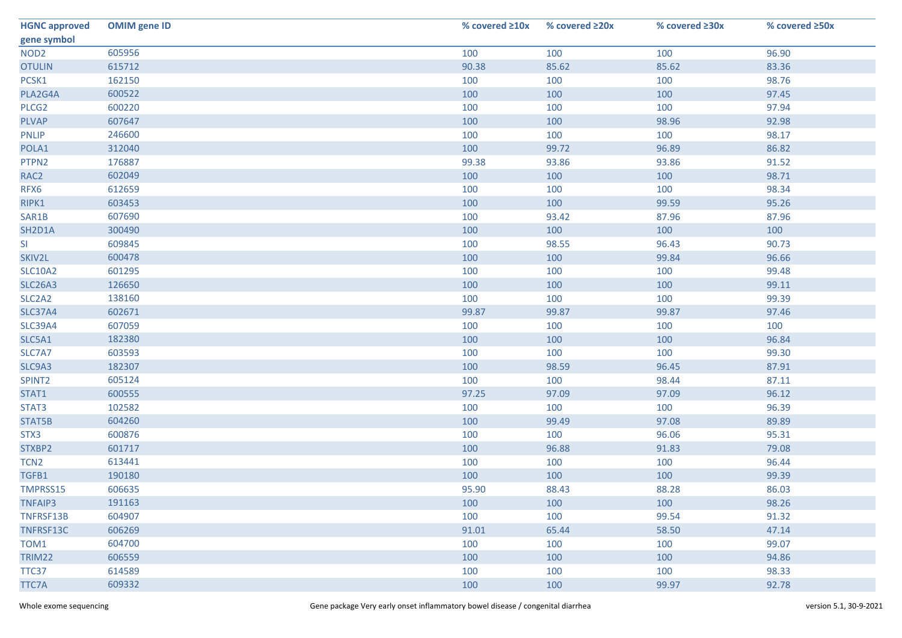| HGNC approved gene symbol | OMIM gene ID | % covered ≥10x | % covered ≥20x | % covered ≥30x | % covered ≥50x |
|---|---|---|---|---|---|
| NOD2 | 605956 | 100 | 100 | 100 | 96.90 |
| OTULIN | 615712 | 90.38 | 85.62 | 85.62 | 83.36 |
| PCSK1 | 162150 | 100 | 100 | 100 | 98.76 |
| PLA2G4A | 600522 | 100 | 100 | 100 | 97.45 |
| PLCG2 | 600220 | 100 | 100 | 100 | 97.94 |
| PLVAP | 607647 | 100 | 100 | 98.96 | 92.98 |
| PNLIP | 246600 | 100 | 100 | 100 | 98.17 |
| POLA1 | 312040 | 100 | 99.72 | 96.89 | 86.82 |
| PTPN2 | 176887 | 99.38 | 93.86 | 93.86 | 91.52 |
| RAC2 | 602049 | 100 | 100 | 100 | 98.71 |
| RFX6 | 612659 | 100 | 100 | 100 | 98.34 |
| RIPK1 | 603453 | 100 | 100 | 99.59 | 95.26 |
| SAR1B | 607690 | 100 | 93.42 | 87.96 | 87.96 |
| SH2D1A | 300490 | 100 | 100 | 100 | 100 |
| SI | 609845 | 100 | 98.55 | 96.43 | 90.73 |
| SKIV2L | 600478 | 100 | 100 | 99.84 | 96.66 |
| SLC10A2 | 601295 | 100 | 100 | 100 | 99.48 |
| SLC26A3 | 126650 | 100 | 100 | 100 | 99.11 |
| SLC2A2 | 138160 | 100 | 100 | 100 | 99.39 |
| SLC37A4 | 602671 | 99.87 | 99.87 | 99.87 | 97.46 |
| SLC39A4 | 607059 | 100 | 100 | 100 | 100 |
| SLC5A1 | 182380 | 100 | 100 | 100 | 96.84 |
| SLC7A7 | 603593 | 100 | 100 | 100 | 99.30 |
| SLC9A3 | 182307 | 100 | 98.59 | 96.45 | 87.91 |
| SPINT2 | 605124 | 100 | 100 | 98.44 | 87.11 |
| STAT1 | 600555 | 97.25 | 97.09 | 97.09 | 96.12 |
| STAT3 | 102582 | 100 | 100 | 100 | 96.39 |
| STAT5B | 604260 | 100 | 99.49 | 97.08 | 89.89 |
| STX3 | 600876 | 100 | 100 | 96.06 | 95.31 |
| STXBP2 | 601717 | 100 | 96.88 | 91.83 | 79.08 |
| TCN2 | 613441 | 100 | 100 | 100 | 96.44 |
| TGFB1 | 190180 | 100 | 100 | 100 | 99.39 |
| TMPRSS15 | 606635 | 95.90 | 88.43 | 88.28 | 86.03 |
| TNFAIP3 | 191163 | 100 | 100 | 100 | 98.26 |
| TNFRSF13B | 604907 | 100 | 100 | 99.54 | 91.32 |
| TNFRSF13C | 606269 | 91.01 | 65.44 | 58.50 | 47.14 |
| TOM1 | 604700 | 100 | 100 | 100 | 99.07 |
| TRIM22 | 606559 | 100 | 100 | 100 | 94.86 |
| TTC37 | 614589 | 100 | 100 | 100 | 98.33 |
| TTC7A | 609332 | 100 | 100 | 99.97 | 92.78 |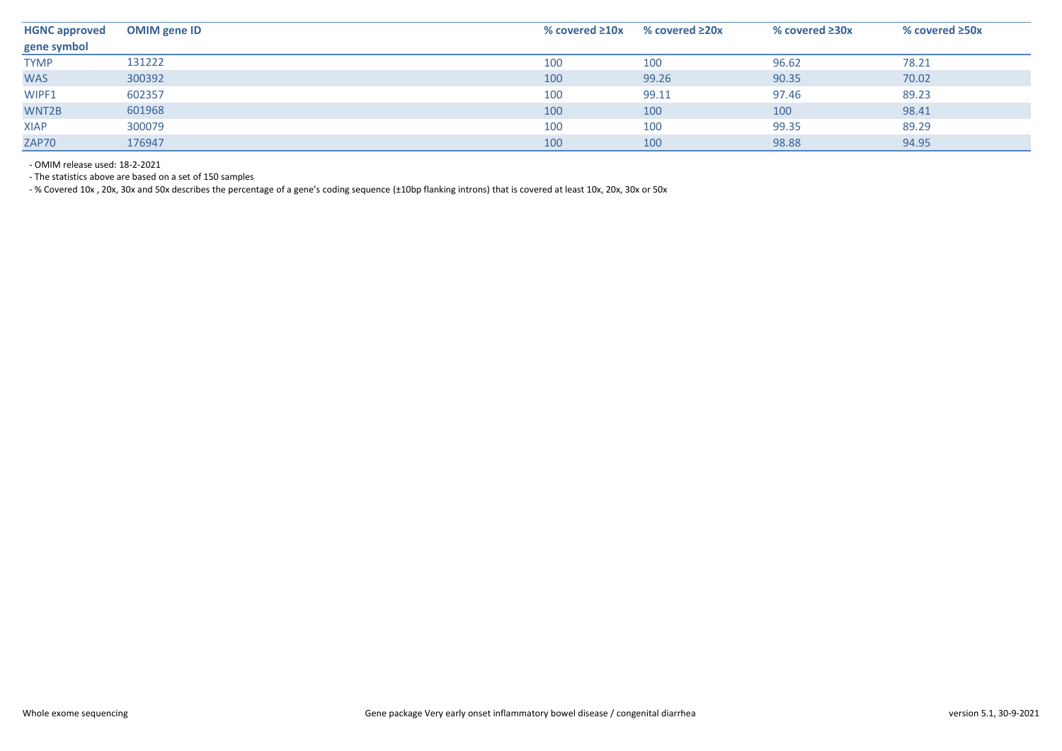| HGNC approved gene symbol | OMIM gene ID | % covered ≥10x | % covered ≥20x | % covered ≥30x | % covered ≥50x |
|---|---|---|---|---|---|
| TYMP | 131222 | 100 | 100 | 96.62 | 78.21 |
| WAS | 300392 | 100 | 99.26 | 90.35 | 70.02 |
| WIPF1 | 602357 | 100 | 99.11 | 97.46 | 89.23 |
| WNT2B | 601968 | 100 | 100 | 100 | 98.41 |
| XIAP | 300079 | 100 | 100 | 99.35 | 89.29 |
| ZAP70 | 176947 | 100 | 100 | 98.88 | 94.95 |

- OMIM release used: 18-2-2021
- The statistics above are based on a set of 150 samples
- % Covered 10x , 20x, 30x and 50x describes the percentage of a gene's coding sequence (±10bp flanking introns) that is covered at least 10x, 20x, 30x or 50x